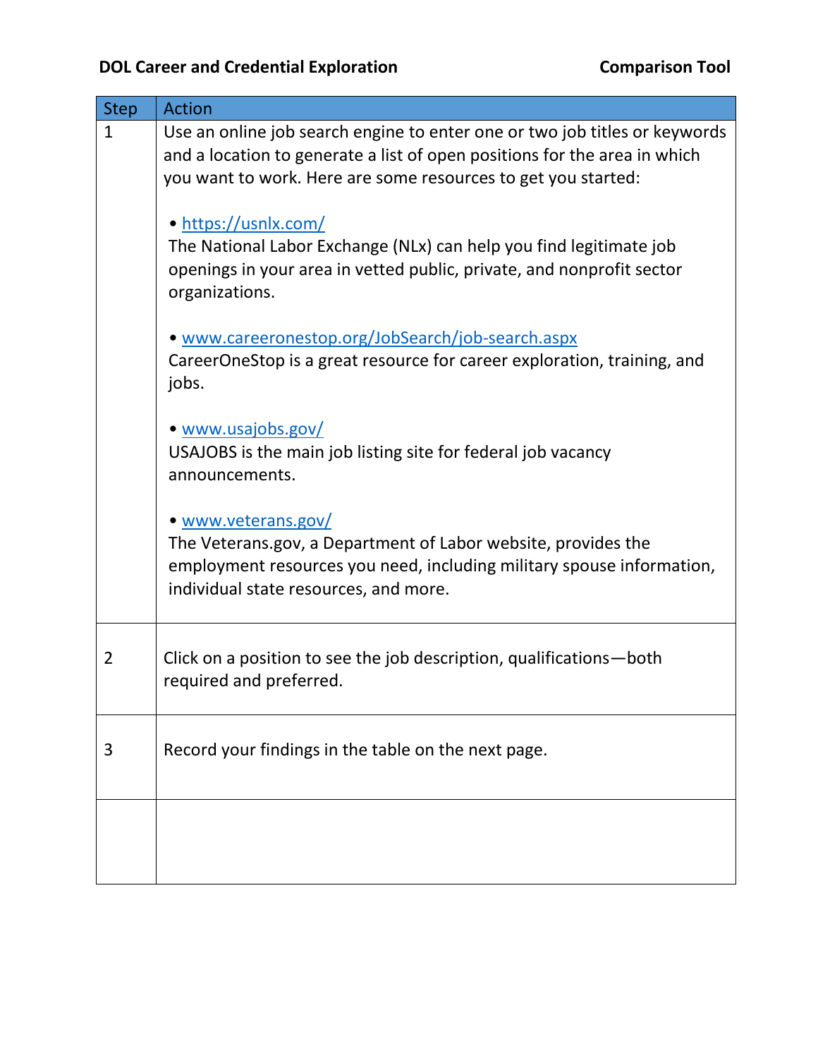**DOL Career and Credential Exploration** **Comparison Tool**

| Step | Action |
|---|---|
| 1 | Use an online job search engine to enter one or two job titles or keywords and a location to generate a list of open positions for the area in which you want to work. Here are some resources to get you started:<br><br>• https://usnlx.com/<br>The National Labor Exchange (NLx) can help you find legitimate job openings in your area in vetted public, private, and nonprofit sector organizations.<br><br>• www.careeronestop.org/JobSearch/job-search.aspx<br>CareerOneStop is a great resource for career exploration, training, and jobs.<br><br>• www.usajobs.gov/<br>USAJOBS is the main job listing site for federal job vacancy announcements.<br><br>• www.veterans.gov/<br>The Veterans.gov, a Department of Labor website, provides the employment resources you need, including military spouse information, individual state resources, and more. |
| 2 | Click on a position to see the job description, qualifications—both required and preferred. |
| 3 | Record your findings in the table on the next page. |
| | |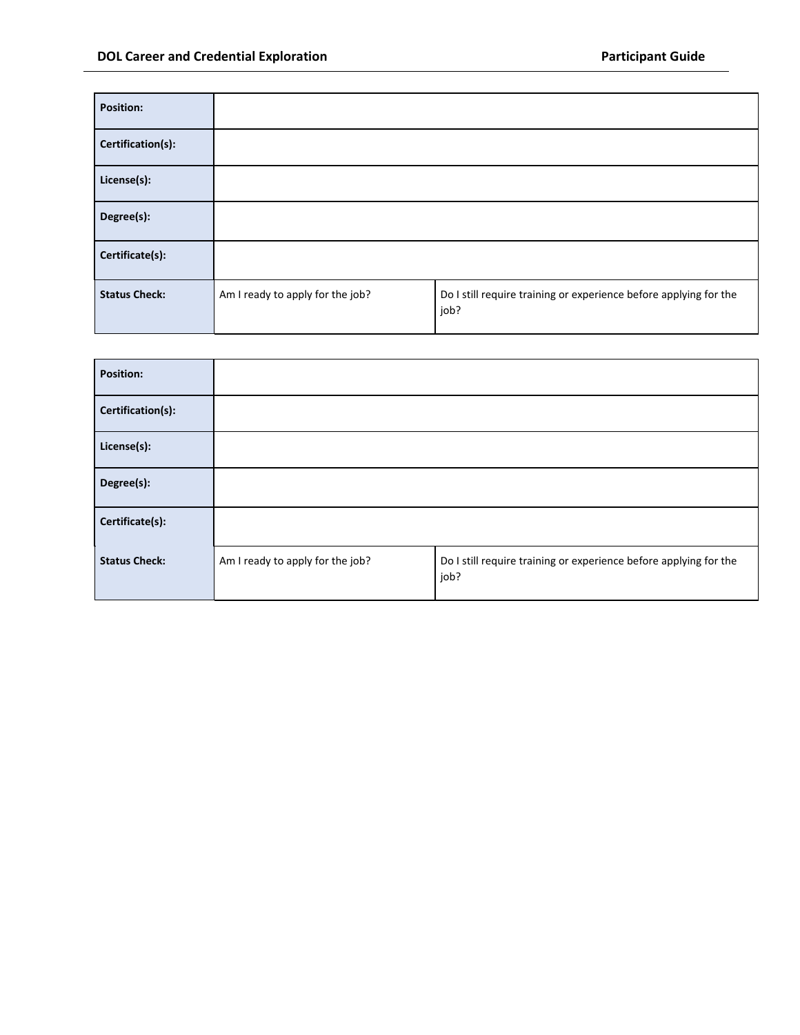| Position: | | |
|---|---|---|
| Certification(s): | | |
| License(s): | | |
| Degree(s): | | |
| Certificate(s): | | |
| Status Check: | Am I ready to apply for the job? | Do I still require training or experience before applying for the job? |

| Position: | | |
|---|---|---|
| Certification(s): | | |
| License(s): | | |
| Degree(s): | | |
| Certificate(s): | | |
| Status Check: | Am I ready to apply for the job? | Do I still require training or experience before applying for the job? |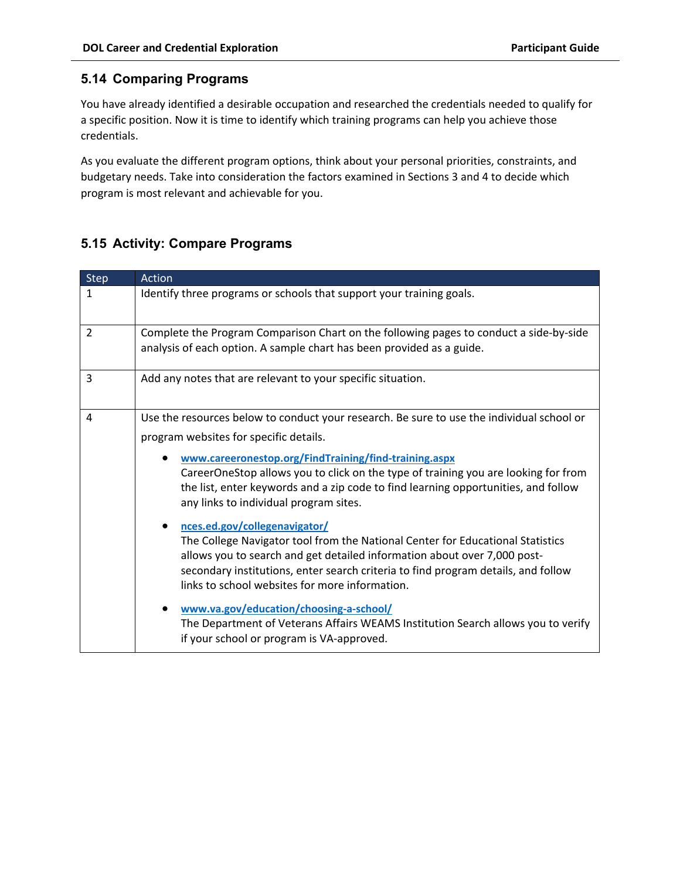## 5.14 Comparing Programs

You have already identified a desirable occupation and researched the credentials needed to qualify for a specific position. Now it is time to identify which training programs can help you achieve those credentials.

As you evaluate the different program options, think about your personal priorities, constraints, and budgetary needs. Take into consideration the factors examined in Sections 3 and 4 to decide which program is most relevant and achievable for you.

## 5.15 Activity: Compare Programs

| Step | Action |
| --- | --- |
| 1 | Identify three programs or schools that support your training goals. |
| 2 | Complete the Program Comparison Chart on the following pages to conduct a side-by-side analysis of each option. A sample chart has been provided as a guide. |
| 3 | Add any notes that are relevant to your specific situation. |
| 4 | Use the resources below to conduct your research. Be sure to use the individual school or program websites for specific details.<br><br>• **www.careeronestop.org/FindTraining/find-training.aspx**<br>CareerOneStop allows you to click on the type of training you are looking for from the list, enter keywords and a zip code to find learning opportunities, and follow any links to individual program sites.<br><br>• **nces.ed.gov/collegenavigator/**<br>The College Navigator tool from the National Center for Educational Statistics allows you to search and get detailed information about over 7,000 post-secondary institutions, enter search criteria to find program details, and follow links to school websites for more information.<br><br>• **www.va.gov/education/choosing-a-school/**<br>The Department of Veterans Affairs WEAMS Institution Search allows you to verify if your school or program is VA-approved. |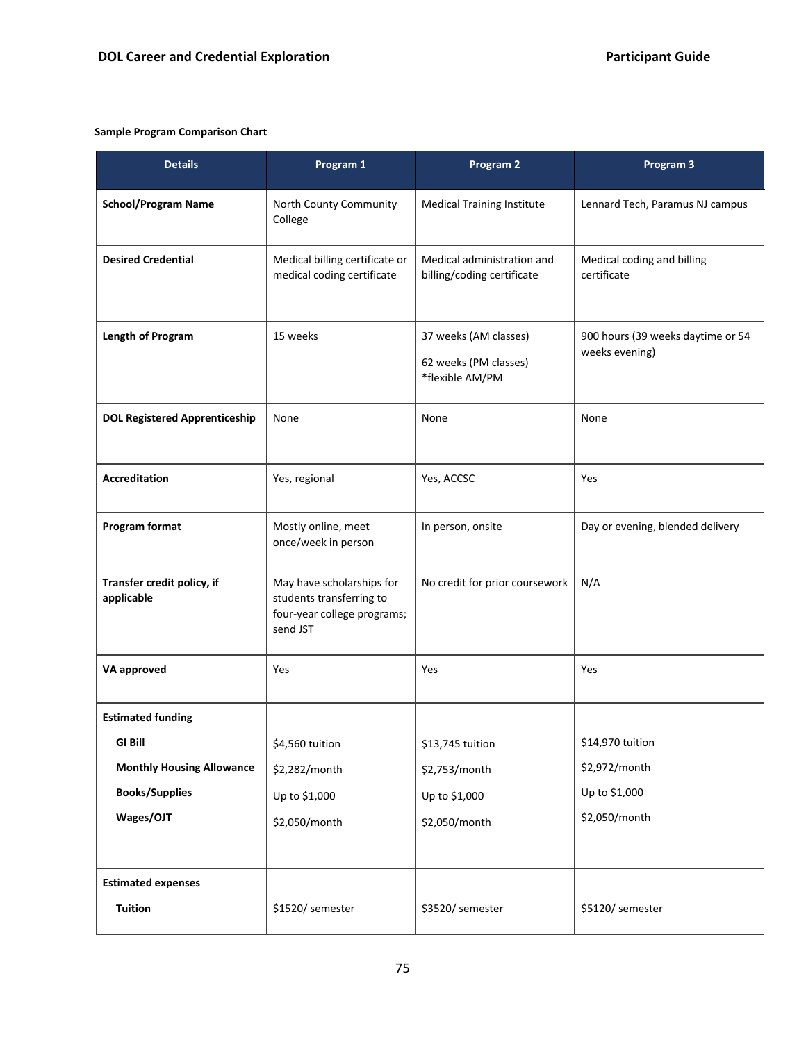**Sample Program Comparison Chart**

| Details | Program 1 | Program 2 | Program 3 |
|---|---|---|---|
| **School/Program Name** | North County Community College | Medical Training Institute | Lennard Tech, Paramus NJ campus |
| **Desired Credential** | Medical billing certificate or medical coding certificate | Medical administration and billing/coding certificate | Medical coding and billing certificate |
| **Length of Program** | 15 weeks | 37 weeks (AM classes)<br>62 weeks (PM classes)<br>*flexible AM/PM | 900 hours (39 weeks daytime or 54 weeks evening) |
| **DOL Registered Apprenticeship** | None | None | None |
| **Accreditation** | Yes, regional | Yes, ACCSC | Yes |
| **Program format** | Mostly online, meet once/week in person | In person, onsite | Day or evening, blended delivery |
| **Transfer credit policy, if applicable** | May have scholarships for students transferring to four-year college programs; send JST | No credit for prior coursework | N/A |
| **VA approved** | Yes | Yes | Yes |
| **Estimated funding** | | | |
| **GI Bill** | $4,560 tuition | $13,745 tuition | $14,970 tuition |
| **Monthly Housing Allowance** | $2,282/month | $2,753/month | $2,972/month |
| **Books/Supplies** | Up to $1,000 | Up to $1,000 | Up to $1,000 |
| **Wages/OJT** | $2,050/month | $2,050/month | $2,050/month |
| **Estimated expenses** | | | |
| **Tuition** | $1520/ semester | $3520/ semester | $5120/ semester |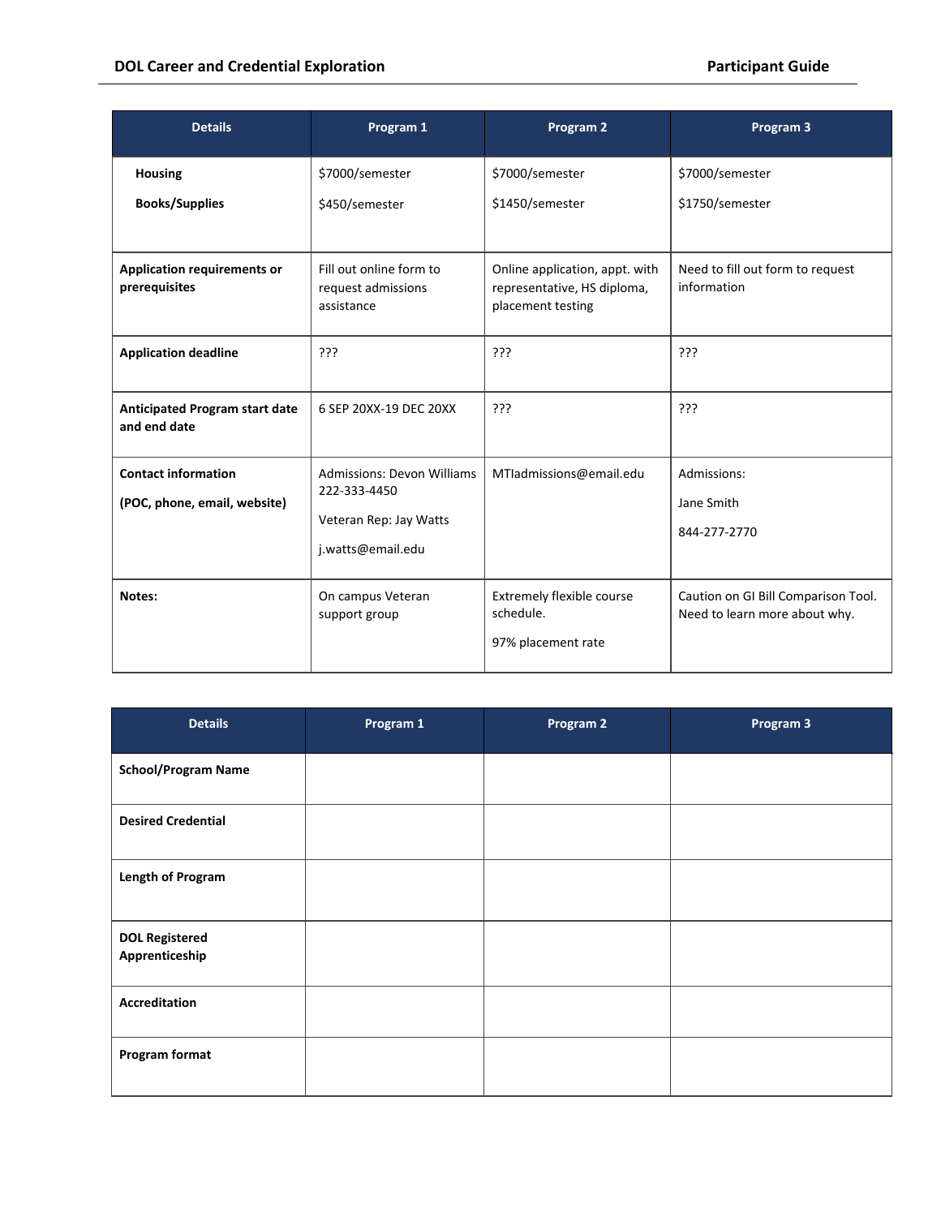| Details | Program 1 | Program 2 | Program 3 |
|---|---|---|---|
| **Housing**<br>**Books/Supplies** | $7000/semester<br>$450/semester | $7000/semester<br>$1450/semester | $7000/semester<br>$1750/semester |
| **Application requirements or prerequisites** | Fill out online form to request admissions assistance | Online application, appt. with representative, HS diploma, placement testing | Need to fill out form to request information |
| **Application deadline** | ??? | ??? | ??? |
| **Anticipated Program start date and end date** | 6 SEP 20XX-19 DEC 20XX | ??? | ??? |
| **Contact information**<br>**(POC, phone, email, website)** | Admissions: Devon Williams 222-333-4450<br>Veteran Rep: Jay Watts<br>j.watts@email.edu | MTIadmissions@email.edu | Admissions:<br>Jane Smith<br>844-277-2770 |
| **Notes:** | On campus Veteran support group | Extremely flexible course schedule.<br>97% placement rate | Caution on GI Bill Comparison Tool. Need to learn more about why. |

| Details | Program 1 | Program 2 | Program 3 |
|---|---|---|---|
| **School/Program Name** | | | |
| **Desired Credential** | | | |
| **Length of Program** | | | |
| **DOL Registered Apprenticeship** | | | |
| **Accreditation** | | | |
| **Program format** | | | |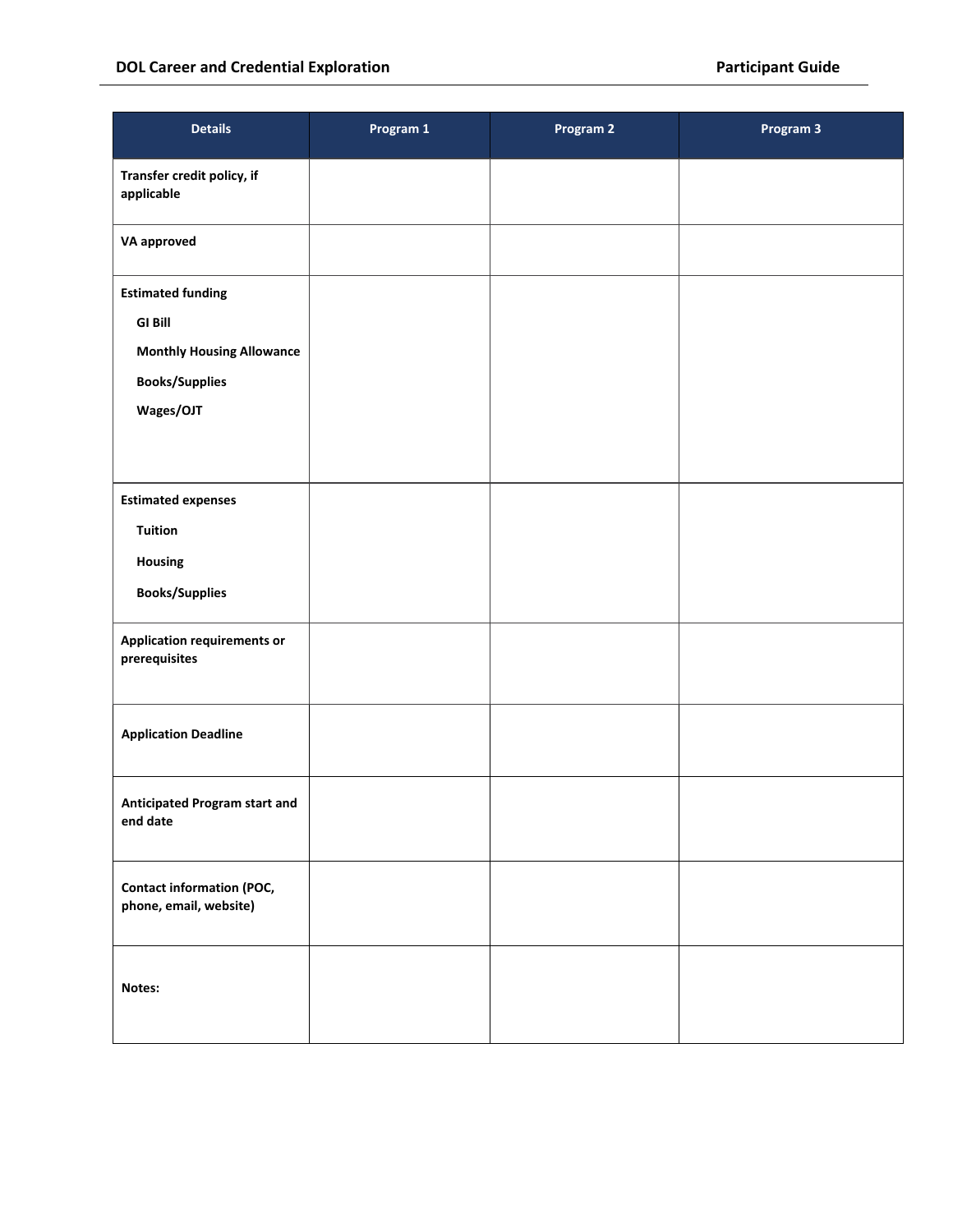| Details | Program 1 | Program 2 | Program 3 |
|---|---|---|---|
| **Transfer credit policy, if applicable** | | | |
| **VA approved** | | | |
| **Estimated funding**<br>**GI Bill**<br>**Monthly Housing Allowance**<br>**Books/Supplies**<br>**Wages/OJT** | | | |
| **Estimated expenses**<br>**Tuition**<br>**Housing**<br>**Books/Supplies** | | | |
| **Application requirements or prerequisites** | | | |
| **Application Deadline** | | | |
| **Anticipated Program start and end date** | | | |
| **Contact information (POC, phone, email, website)** | | | |
| **Notes:** | | | |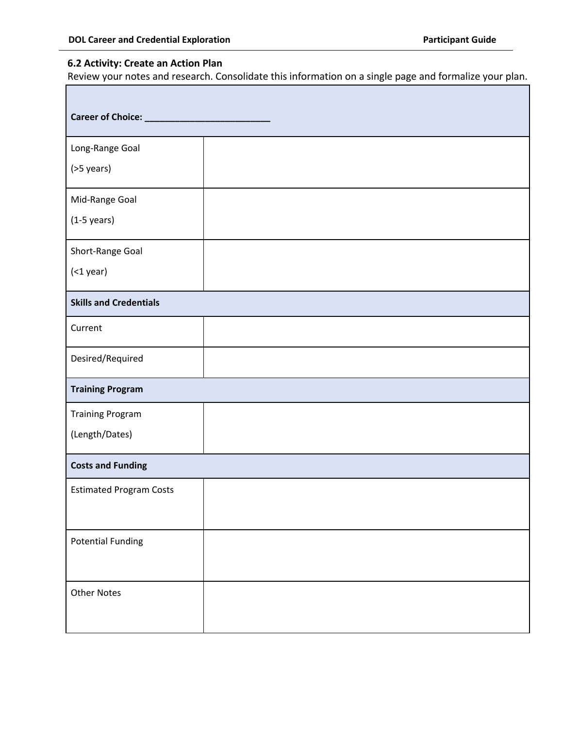### 6.2 Activity: Create an Action Plan

Review your notes and research. Consolidate this information on a single page and formalize your plan.

| **Career of Choice: _________________________** | |
|---|---|
| Long-Range Goal<br>(>5 years) | |
| Mid-Range Goal<br>(1-5 years) | |
| Short-Range Goal<br>(<1 year) | |
| **Skills and Credentials** | |
| Current | |
| Desired/Required | |
| **Training Program** | |
| Training Program<br>(Length/Dates) | |
| **Costs and Funding** | |
| Estimated Program Costs | |
| Potential Funding | |
| Other Notes | |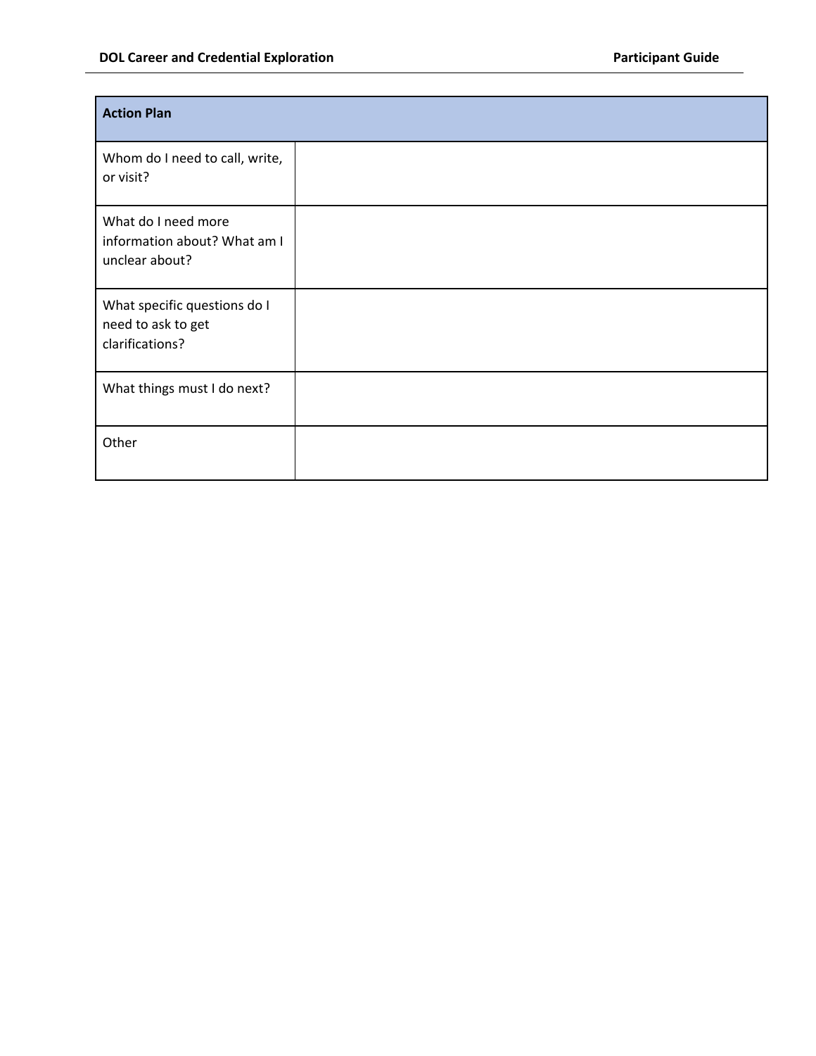| Action Plan | |
|---|---|
| Whom do I need to call, write, or visit? | |
| What do I need more information about? What am I unclear about? | |
| What specific questions do I need to ask to get clarifications? | |
| What things must I do next? | |
| Other | |